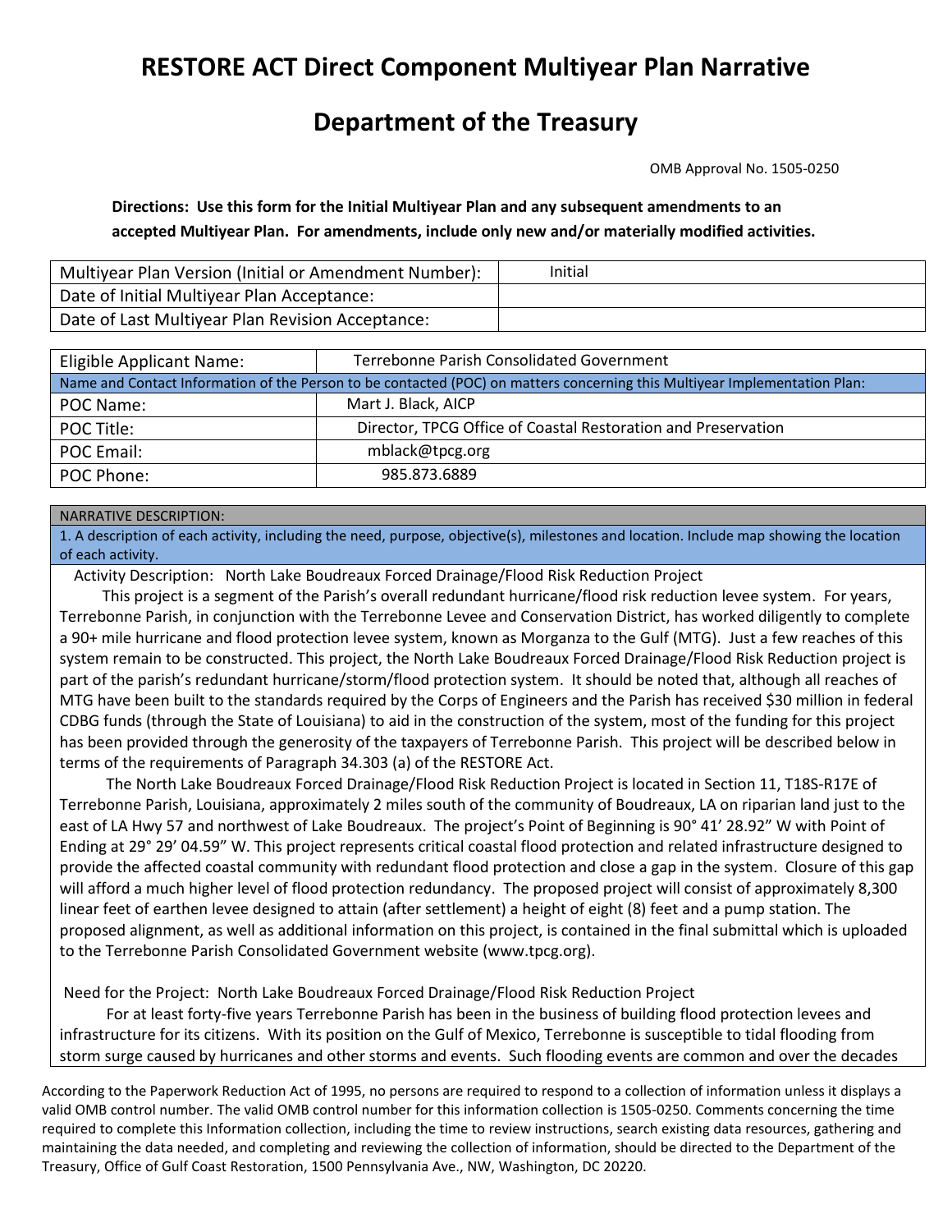# RESTORE ACT Direct Component Multiyear Plan Narrative

# Department of the Treasury

OMB Approval No. 1505-0250

**Directions: Use this form for the Initial Multiyear Plan and any subsequent amendments to an accepted Multiyear Plan. For amendments, include only new and/or materially modified activities.**

| | |
|---|---|
| Multiyear Plan Version (Initial or Amendment Number): | Initial |
| Date of Initial Multiyear Plan Acceptance: | |
| Date of Last Multiyear Plan Revision Acceptance: | |

| | |
|---|---|
| Eligible Applicant Name: | Terrebonne Parish Consolidated Government |
| Name and Contact Information of the Person to be contacted (POC) on matters concerning this Multiyear Implementation Plan: | |
| POC Name: | Mart J. Black, AICP |
| POC Title: | Director, TPCG Office of Coastal Restoration and Preservation |
| POC Email: | mblack@tpcg.org |
| POC Phone: | 985.873.6889 |

NARRATIVE DESCRIPTION:

1. A description of each activity, including the need, purpose, objective(s), milestones and location. Include map showing the location of each activity.

Activity Description: North Lake Boudreaux Forced Drainage/Flood Risk Reduction Project

This project is a segment of the Parish's overall redundant hurricane/flood risk reduction levee system. For years, Terrebonne Parish, in conjunction with the Terrebonne Levee and Conservation District, has worked diligently to complete a 90+ mile hurricane and flood protection levee system, known as Morganza to the Gulf (MTG). Just a few reaches of this system remain to be constructed. This project, the North Lake Boudreaux Forced Drainage/Flood Risk Reduction project is part of the parish's redundant hurricane/storm/flood protection system. It should be noted that, although all reaches of MTG have been built to the standards required by the Corps of Engineers and the Parish has received $30 million in federal CDBG funds (through the State of Louisiana) to aid in the construction of the system, most of the funding for this project has been provided through the generosity of the taxpayers of Terrebonne Parish. This project will be described below in terms of the requirements of Paragraph 34.303 (a) of the RESTORE Act.

The North Lake Boudreaux Forced Drainage/Flood Risk Reduction Project is located in Section 11, T18S-R17E of Terrebonne Parish, Louisiana, approximately 2 miles south of the community of Boudreaux, LA on riparian land just to the east of LA Hwy 57 and northwest of Lake Boudreaux. The project's Point of Beginning is 90° 41' 28.92" W with Point of Ending at 29° 29' 04.59" W. This project represents critical coastal flood protection and related infrastructure designed to provide the affected coastal community with redundant flood protection and close a gap in the system. Closure of this gap will afford a much higher level of flood protection redundancy. The proposed project will consist of approximately 8,300 linear feet of earthen levee designed to attain (after settlement) a height of eight (8) feet and a pump station. The proposed alignment, as well as additional information on this project, is contained in the final submittal which is uploaded to the Terrebonne Parish Consolidated Government website (www.tpcg.org).

Need for the Project: North Lake Boudreaux Forced Drainage/Flood Risk Reduction Project

For at least forty-five years Terrebonne Parish has been in the business of building flood protection levees and infrastructure for its citizens. With its position on the Gulf of Mexico, Terrebonne is susceptible to tidal flooding from storm surge caused by hurricanes and other storms and events. Such flooding events are common and over the decades

According to the Paperwork Reduction Act of 1995, no persons are required to respond to a collection of information unless it displays a valid OMB control number. The valid OMB control number for this information collection is 1505-0250. Comments concerning the time required to complete this Information collection, including the time to review instructions, search existing data resources, gathering and maintaining the data needed, and completing and reviewing the collection of information, should be directed to the Department of the Treasury, Office of Gulf Coast Restoration, 1500 Pennsylvania Ave., NW, Washington, DC 20220.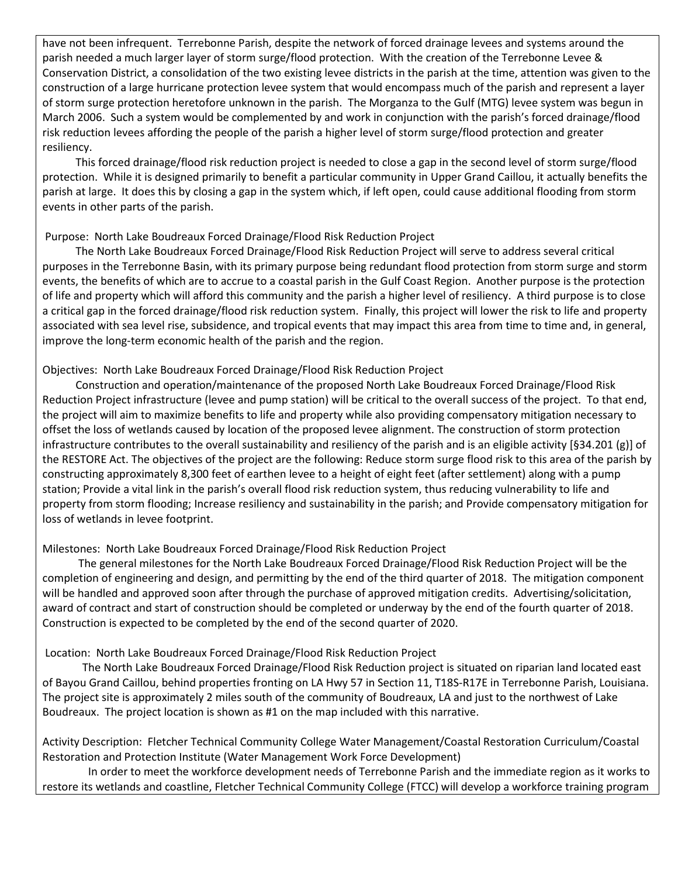have not been infrequent. Terrebonne Parish, despite the network of forced drainage levees and systems around the parish needed a much larger layer of storm surge/flood protection. With the creation of the Terrebonne Levee & Conservation District, a consolidation of the two existing levee districts in the parish at the time, attention was given to the construction of a large hurricane protection levee system that would encompass much of the parish and represent a layer of storm surge protection heretofore unknown in the parish. The Morganza to the Gulf (MTG) levee system was begun in March 2006. Such a system would be complemented by and work in conjunction with the parish's forced drainage/flood risk reduction levees affording the people of the parish a higher level of storm surge/flood protection and greater resiliency.

This forced drainage/flood risk reduction project is needed to close a gap in the second level of storm surge/flood protection. While it is designed primarily to benefit a particular community in Upper Grand Caillou, it actually benefits the parish at large. It does this by closing a gap in the system which, if left open, could cause additional flooding from storm events in other parts of the parish.

Purpose: North Lake Boudreaux Forced Drainage/Flood Risk Reduction Project

The North Lake Boudreaux Forced Drainage/Flood Risk Reduction Project will serve to address several critical purposes in the Terrebonne Basin, with its primary purpose being redundant flood protection from storm surge and storm events, the benefits of which are to accrue to a coastal parish in the Gulf Coast Region. Another purpose is the protection of life and property which will afford this community and the parish a higher level of resiliency. A third purpose is to close a critical gap in the forced drainage/flood risk reduction system. Finally, this project will lower the risk to life and property associated with sea level rise, subsidence, and tropical events that may impact this area from time to time and, in general, improve the long-term economic health of the parish and the region.

Objectives: North Lake Boudreaux Forced Drainage/Flood Risk Reduction Project

Construction and operation/maintenance of the proposed North Lake Boudreaux Forced Drainage/Flood Risk Reduction Project infrastructure (levee and pump station) will be critical to the overall success of the project. To that end, the project will aim to maximize benefits to life and property while also providing compensatory mitigation necessary to offset the loss of wetlands caused by location of the proposed levee alignment. The construction of storm protection infrastructure contributes to the overall sustainability and resiliency of the parish and is an eligible activity [§34.201 (g)] of the RESTORE Act. The objectives of the project are the following: Reduce storm surge flood risk to this area of the parish by constructing approximately 8,300 feet of earthen levee to a height of eight feet (after settlement) along with a pump station; Provide a vital link in the parish's overall flood risk reduction system, thus reducing vulnerability to life and property from storm flooding; Increase resiliency and sustainability in the parish; and Provide compensatory mitigation for loss of wetlands in levee footprint.

Milestones: North Lake Boudreaux Forced Drainage/Flood Risk Reduction Project

The general milestones for the North Lake Boudreaux Forced Drainage/Flood Risk Reduction Project will be the completion of engineering and design, and permitting by the end of the third quarter of 2018. The mitigation component will be handled and approved soon after through the purchase of approved mitigation credits. Advertising/solicitation, award of contract and start of construction should be completed or underway by the end of the fourth quarter of 2018. Construction is expected to be completed by the end of the second quarter of 2020.

Location: North Lake Boudreaux Forced Drainage/Flood Risk Reduction Project

The North Lake Boudreaux Forced Drainage/Flood Risk Reduction project is situated on riparian land located east of Bayou Grand Caillou, behind properties fronting on LA Hwy 57 in Section 11, T18S-R17E in Terrebonne Parish, Louisiana. The project site is approximately 2 miles south of the community of Boudreaux, LA and just to the northwest of Lake Boudreaux. The project location is shown as #1 on the map included with this narrative.

Activity Description: Fletcher Technical Community College Water Management/Coastal Restoration Curriculum/Coastal Restoration and Protection Institute (Water Management Work Force Development)

In order to meet the workforce development needs of Terrebonne Parish and the immediate region as it works to restore its wetlands and coastline, Fletcher Technical Community College (FTCC) will develop a workforce training program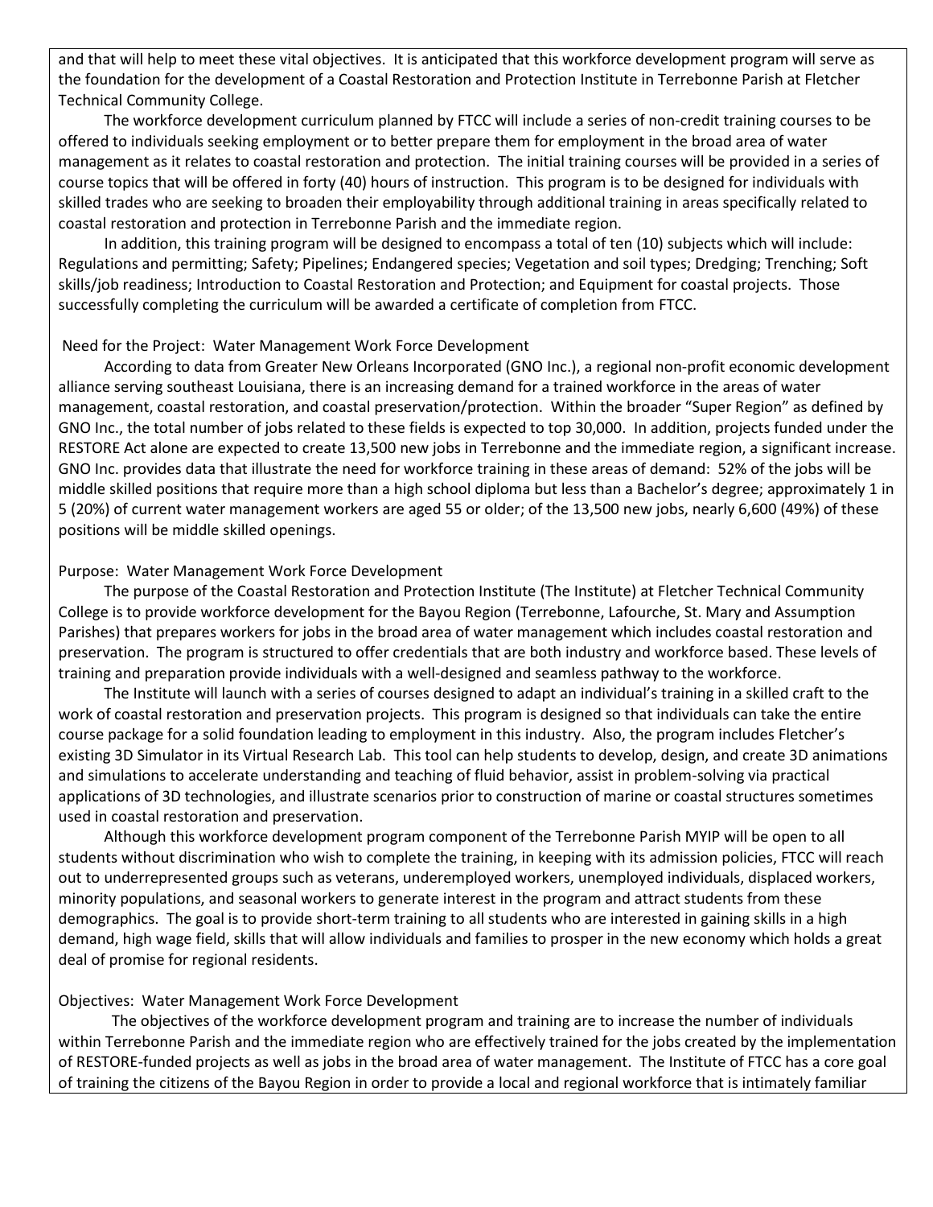and that will help to meet these vital objectives. It is anticipated that this workforce development program will serve as the foundation for the development of a Coastal Restoration and Protection Institute in Terrebonne Parish at Fletcher Technical Community College.

The workforce development curriculum planned by FTCC will include a series of non-credit training courses to be offered to individuals seeking employment or to better prepare them for employment in the broad area of water management as it relates to coastal restoration and protection. The initial training courses will be provided in a series of course topics that will be offered in forty (40) hours of instruction. This program is to be designed for individuals with skilled trades who are seeking to broaden their employability through additional training in areas specifically related to coastal restoration and protection in Terrebonne Parish and the immediate region.

In addition, this training program will be designed to encompass a total of ten (10) subjects which will include: Regulations and permitting; Safety; Pipelines; Endangered species; Vegetation and soil types; Dredging; Trenching; Soft skills/job readiness; Introduction to Coastal Restoration and Protection; and Equipment for coastal projects. Those successfully completing the curriculum will be awarded a certificate of completion from FTCC.

Need for the Project: Water Management Work Force Development

According to data from Greater New Orleans Incorporated (GNO Inc.), a regional non-profit economic development alliance serving southeast Louisiana, there is an increasing demand for a trained workforce in the areas of water management, coastal restoration, and coastal preservation/protection. Within the broader "Super Region" as defined by GNO Inc., the total number of jobs related to these fields is expected to top 30,000. In addition, projects funded under the RESTORE Act alone are expected to create 13,500 new jobs in Terrebonne and the immediate region, a significant increase. GNO Inc. provides data that illustrate the need for workforce training in these areas of demand: 52% of the jobs will be middle skilled positions that require more than a high school diploma but less than a Bachelor's degree; approximately 1 in 5 (20%) of current water management workers are aged 55 or older; of the 13,500 new jobs, nearly 6,600 (49%) of these positions will be middle skilled openings.

Purpose: Water Management Work Force Development

The purpose of the Coastal Restoration and Protection Institute (The Institute) at Fletcher Technical Community College is to provide workforce development for the Bayou Region (Terrebonne, Lafourche, St. Mary and Assumption Parishes) that prepares workers for jobs in the broad area of water management which includes coastal restoration and preservation. The program is structured to offer credentials that are both industry and workforce based. These levels of training and preparation provide individuals with a well-designed and seamless pathway to the workforce.

The Institute will launch with a series of courses designed to adapt an individual's training in a skilled craft to the work of coastal restoration and preservation projects. This program is designed so that individuals can take the entire course package for a solid foundation leading to employment in this industry. Also, the program includes Fletcher's existing 3D Simulator in its Virtual Research Lab. This tool can help students to develop, design, and create 3D animations and simulations to accelerate understanding and teaching of fluid behavior, assist in problem-solving via practical applications of 3D technologies, and illustrate scenarios prior to construction of marine or coastal structures sometimes used in coastal restoration and preservation.

Although this workforce development program component of the Terrebonne Parish MYIP will be open to all students without discrimination who wish to complete the training, in keeping with its admission policies, FTCC will reach out to underrepresented groups such as veterans, underemployed workers, unemployed individuals, displaced workers, minority populations, and seasonal workers to generate interest in the program and attract students from these demographics. The goal is to provide short-term training to all students who are interested in gaining skills in a high demand, high wage field, skills that will allow individuals and families to prosper in the new economy which holds a great deal of promise for regional residents.

Objectives: Water Management Work Force Development

The objectives of the workforce development program and training are to increase the number of individuals within Terrebonne Parish and the immediate region who are effectively trained for the jobs created by the implementation of RESTORE-funded projects as well as jobs in the broad area of water management. The Institute of FTCC has a core goal of training the citizens of the Bayou Region in order to provide a local and regional workforce that is intimately familiar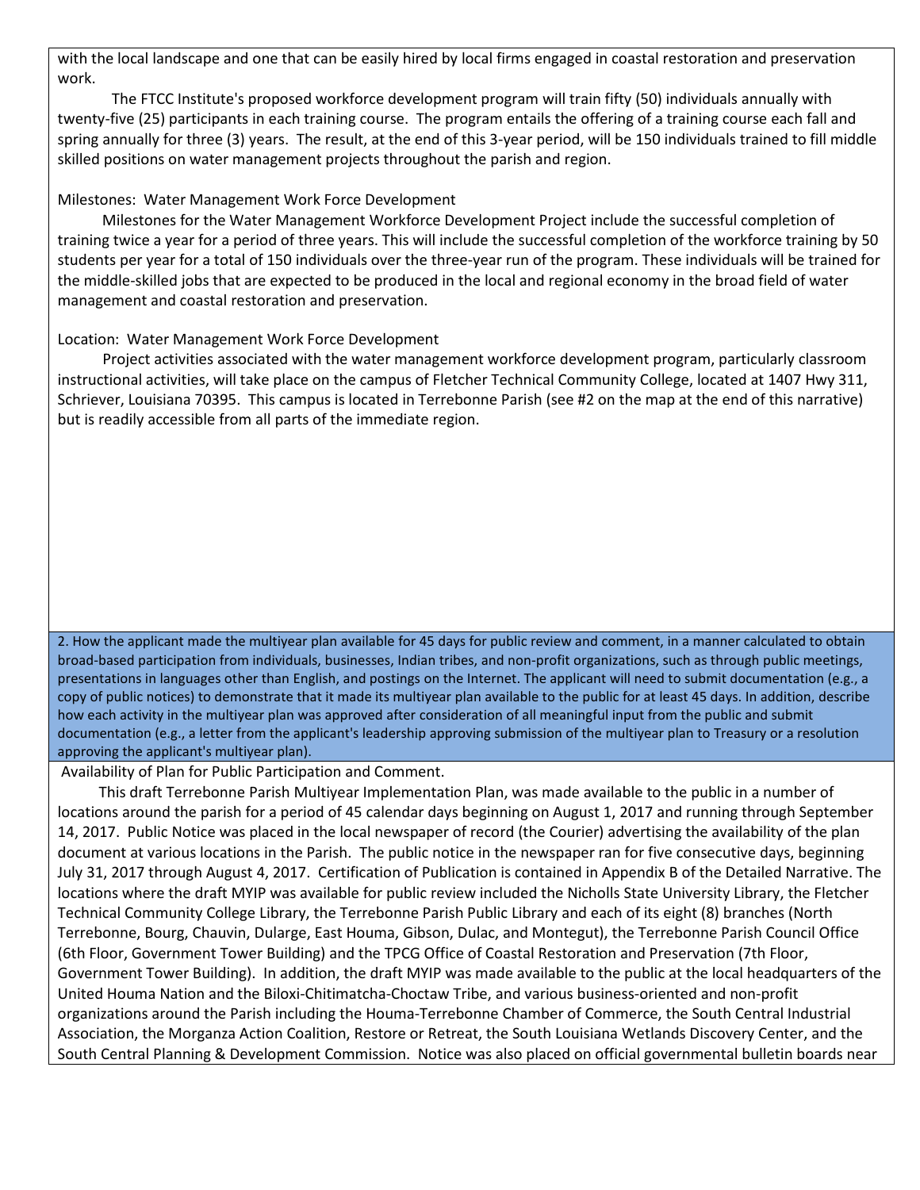with the local landscape and one that can be easily hired by local firms engaged in coastal restoration and preservation work.

The FTCC Institute's proposed workforce development program will train fifty (50) individuals annually with twenty-five (25) participants in each training course. The program entails the offering of a training course each fall and spring annually for three (3) years. The result, at the end of this 3-year period, will be 150 individuals trained to fill middle skilled positions on water management projects throughout the parish and region.

Milestones: Water Management Work Force Development

Milestones for the Water Management Workforce Development Project include the successful completion of training twice a year for a period of three years. This will include the successful completion of the workforce training by 50 students per year for a total of 150 individuals over the three-year run of the program. These individuals will be trained for the middle-skilled jobs that are expected to be produced in the local and regional economy in the broad field of water management and coastal restoration and preservation.

Location: Water Management Work Force Development

Project activities associated with the water management workforce development program, particularly classroom instructional activities, will take place on the campus of Fletcher Technical Community College, located at 1407 Hwy 311, Schriever, Louisiana 70395. This campus is located in Terrebonne Parish (see #2 on the map at the end of this narrative) but is readily accessible from all parts of the immediate region.

2. How the applicant made the multiyear plan available for 45 days for public review and comment, in a manner calculated to obtain broad-based participation from individuals, businesses, Indian tribes, and non-profit organizations, such as through public meetings, presentations in languages other than English, and postings on the Internet. The applicant will need to submit documentation (e.g., a copy of public notices) to demonstrate that it made its multiyear plan available to the public for at least 45 days. In addition, describe how each activity in the multiyear plan was approved after consideration of all meaningful input from the public and submit documentation (e.g., a letter from the applicant's leadership approving submission of the multiyear plan to Treasury or a resolution approving the applicant's multiyear plan).

Availability of Plan for Public Participation and Comment.

This draft Terrebonne Parish Multiyear Implementation Plan, was made available to the public in a number of locations around the parish for a period of 45 calendar days beginning on August 1, 2017 and running through September 14, 2017. Public Notice was placed in the local newspaper of record (the Courier) advertising the availability of the plan document at various locations in the Parish. The public notice in the newspaper ran for five consecutive days, beginning July 31, 2017 through August 4, 2017. Certification of Publication is contained in Appendix B of the Detailed Narrative. The locations where the draft MYIP was available for public review included the Nicholls State University Library, the Fletcher Technical Community College Library, the Terrebonne Parish Public Library and each of its eight (8) branches (North Terrebonne, Bourg, Chauvin, Dularge, East Houma, Gibson, Dulac, and Montegut), the Terrebonne Parish Council Office (6th Floor, Government Tower Building) and the TPCG Office of Coastal Restoration and Preservation (7th Floor, Government Tower Building). In addition, the draft MYIP was made available to the public at the local headquarters of the United Houma Nation and the Biloxi-Chitimatcha-Choctaw Tribe, and various business-oriented and non-profit organizations around the Parish including the Houma-Terrebonne Chamber of Commerce, the South Central Industrial Association, the Morganza Action Coalition, Restore or Retreat, the South Louisiana Wetlands Discovery Center, and the South Central Planning & Development Commission. Notice was also placed on official governmental bulletin boards near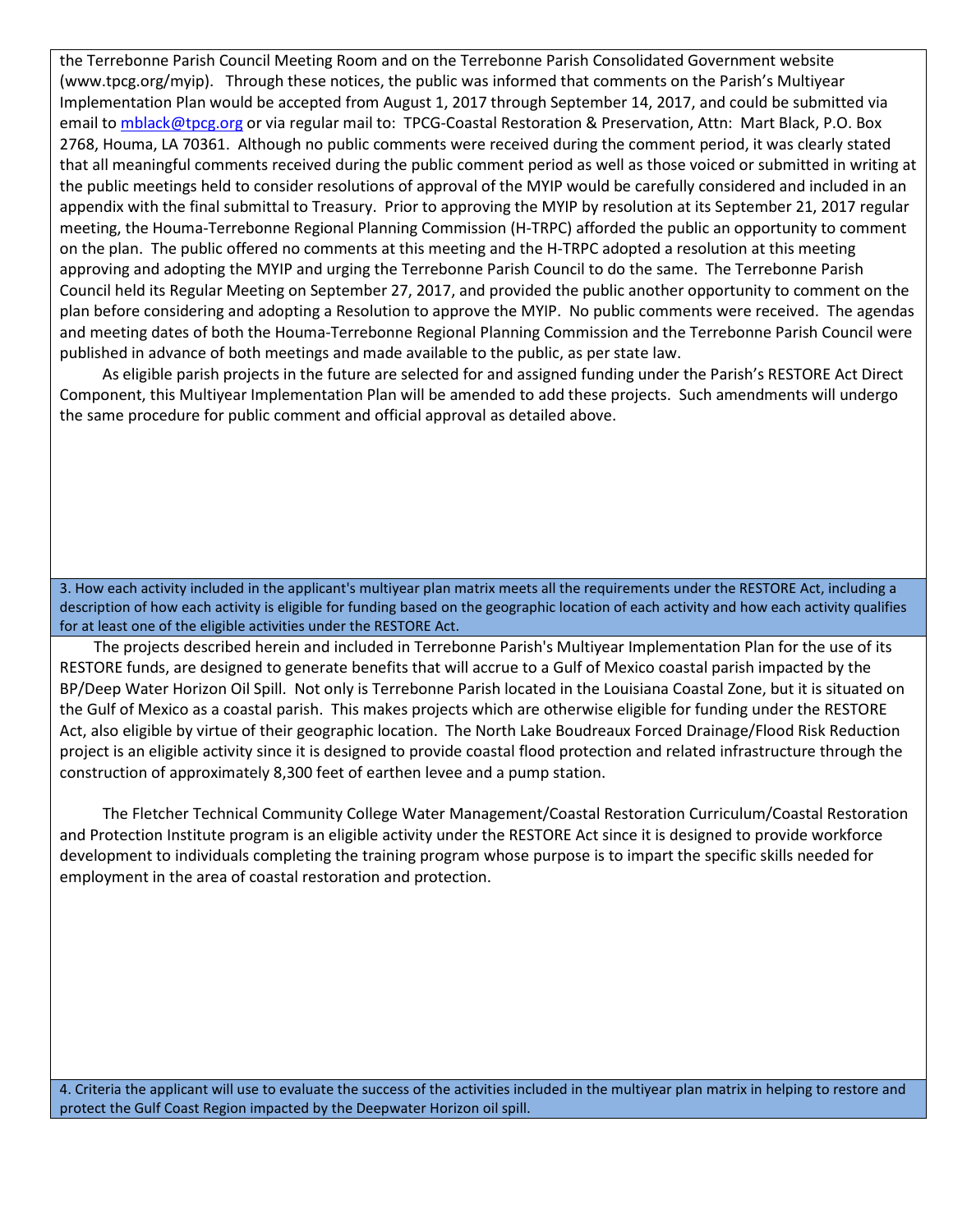the Terrebonne Parish Council Meeting Room and on the Terrebonne Parish Consolidated Government website (www.tpcg.org/myip). Through these notices, the public was informed that comments on the Parish's Multiyear Implementation Plan would be accepted from August 1, 2017 through September 14, 2017, and could be submitted via email to mblack@tpcg.org or via regular mail to: TPCG-Coastal Restoration & Preservation, Attn: Mart Black, P.O. Box 2768, Houma, LA 70361. Although no public comments were received during the comment period, it was clearly stated that all meaningful comments received during the public comment period as well as those voiced or submitted in writing at the public meetings held to consider resolutions of approval of the MYIP would be carefully considered and included in an appendix with the final submittal to Treasury. Prior to approving the MYIP by resolution at its September 21, 2017 regular meeting, the Houma-Terrebonne Regional Planning Commission (H-TRPC) afforded the public an opportunity to comment on the plan. The public offered no comments at this meeting and the H-TRPC adopted a resolution at this meeting approving and adopting the MYIP and urging the Terrebonne Parish Council to do the same. The Terrebonne Parish Council held its Regular Meeting on September 27, 2017, and provided the public another opportunity to comment on the plan before considering and adopting a Resolution to approve the MYIP. No public comments were received. The agendas and meeting dates of both the Houma-Terrebonne Regional Planning Commission and the Terrebonne Parish Council were published in advance of both meetings and made available to the public, as per state law.

As eligible parish projects in the future are selected for and assigned funding under the Parish's RESTORE Act Direct Component, this Multiyear Implementation Plan will be amended to add these projects. Such amendments will undergo the same procedure for public comment and official approval as detailed above.

**3. How each activity included in the applicant's multiyear plan matrix meets all the requirements under the RESTORE Act, including a description of how each activity is eligible for funding based on the geographic location of each activity and how each activity qualifies for at least one of the eligible activities under the RESTORE Act.**

The projects described herein and included in Terrebonne Parish's Multiyear Implementation Plan for the use of its RESTORE funds, are designed to generate benefits that will accrue to a Gulf of Mexico coastal parish impacted by the BP/Deep Water Horizon Oil Spill. Not only is Terrebonne Parish located in the Louisiana Coastal Zone, but it is situated on the Gulf of Mexico as a coastal parish. This makes projects which are otherwise eligible for funding under the RESTORE Act, also eligible by virtue of their geographic location. The North Lake Boudreaux Forced Drainage/Flood Risk Reduction project is an eligible activity since it is designed to provide coastal flood protection and related infrastructure through the construction of approximately 8,300 feet of earthen levee and a pump station.

The Fletcher Technical Community College Water Management/Coastal Restoration Curriculum/Coastal Restoration and Protection Institute program is an eligible activity under the RESTORE Act since it is designed to provide workforce development to individuals completing the training program whose purpose is to impart the specific skills needed for employment in the area of coastal restoration and protection.

**4. Criteria the applicant will use to evaluate the success of the activities included in the multiyear plan matrix in helping to restore and protect the Gulf Coast Region impacted by the Deepwater Horizon oil spill.**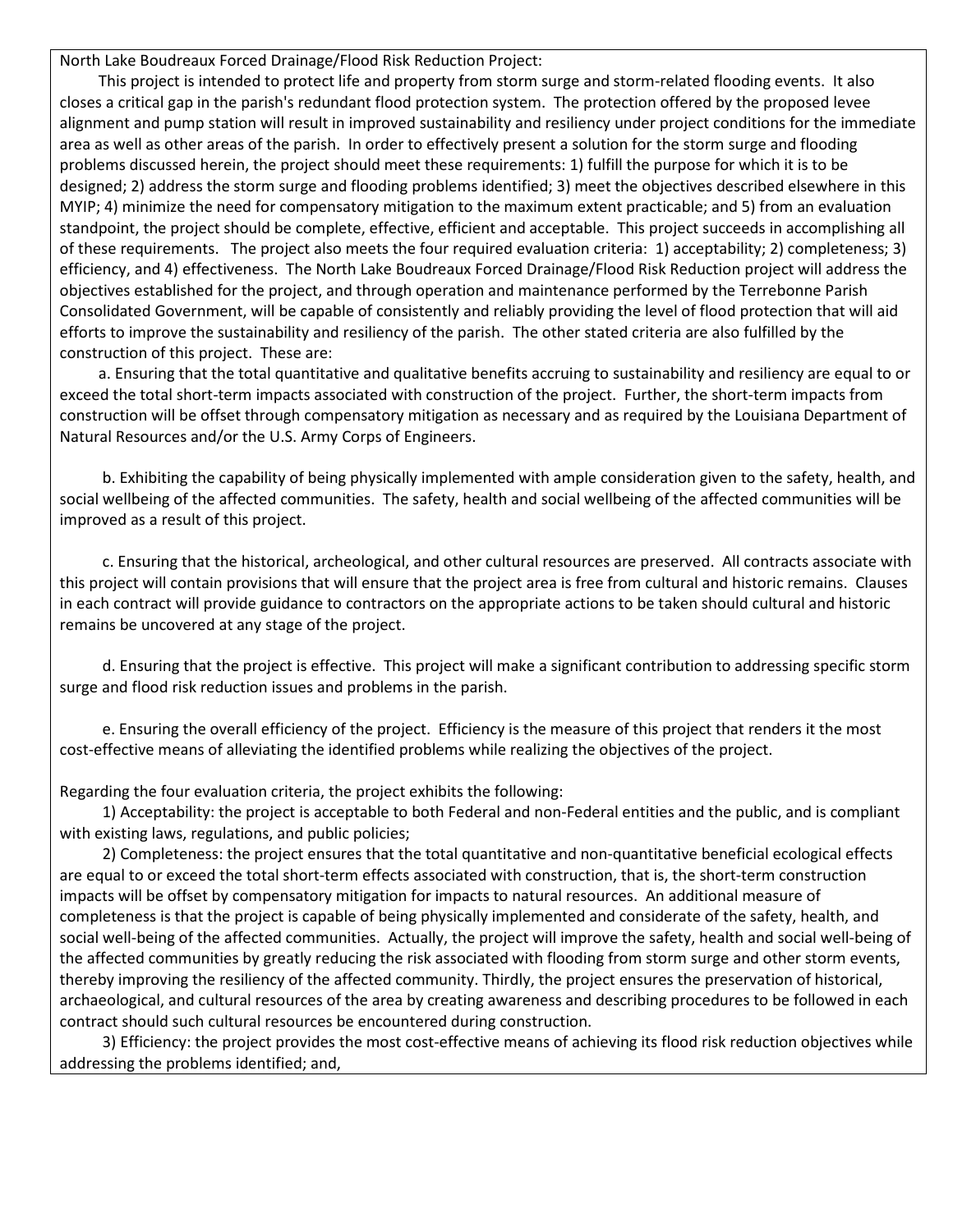North Lake Boudreaux Forced Drainage/Flood Risk Reduction Project:

This project is intended to protect life and property from storm surge and storm-related flooding events. It also closes a critical gap in the parish's redundant flood protection system. The protection offered by the proposed levee alignment and pump station will result in improved sustainability and resiliency under project conditions for the immediate area as well as other areas of the parish. In order to effectively present a solution for the storm surge and flooding problems discussed herein, the project should meet these requirements: 1) fulfill the purpose for which it is to be designed; 2) address the storm surge and flooding problems identified; 3) meet the objectives described elsewhere in this MYIP; 4) minimize the need for compensatory mitigation to the maximum extent practicable; and 5) from an evaluation standpoint, the project should be complete, effective, efficient and acceptable. This project succeeds in accomplishing all of these requirements. The project also meets the four required evaluation criteria: 1) acceptability; 2) completeness; 3) efficiency, and 4) effectiveness. The North Lake Boudreaux Forced Drainage/Flood Risk Reduction project will address the objectives established for the project, and through operation and maintenance performed by the Terrebonne Parish Consolidated Government, will be capable of consistently and reliably providing the level of flood protection that will aid efforts to improve the sustainability and resiliency of the parish. The other stated criteria are also fulfilled by the construction of this project. These are:

a. Ensuring that the total quantitative and qualitative benefits accruing to sustainability and resiliency are equal to or exceed the total short-term impacts associated with construction of the project. Further, the short-term impacts from construction will be offset through compensatory mitigation as necessary and as required by the Louisiana Department of Natural Resources and/or the U.S. Army Corps of Engineers.

b. Exhibiting the capability of being physically implemented with ample consideration given to the safety, health, and social wellbeing of the affected communities. The safety, health and social wellbeing of the affected communities will be improved as a result of this project.

c. Ensuring that the historical, archeological, and other cultural resources are preserved. All contracts associate with this project will contain provisions that will ensure that the project area is free from cultural and historic remains. Clauses in each contract will provide guidance to contractors on the appropriate actions to be taken should cultural and historic remains be uncovered at any stage of the project.

d. Ensuring that the project is effective. This project will make a significant contribution to addressing specific storm surge and flood risk reduction issues and problems in the parish.

e. Ensuring the overall efficiency of the project. Efficiency is the measure of this project that renders it the most cost-effective means of alleviating the identified problems while realizing the objectives of the project.

Regarding the four evaluation criteria, the project exhibits the following:

1) Acceptability: the project is acceptable to both Federal and non-Federal entities and the public, and is compliant with existing laws, regulations, and public policies;

2) Completeness: the project ensures that the total quantitative and non-quantitative beneficial ecological effects are equal to or exceed the total short-term effects associated with construction, that is, the short-term construction impacts will be offset by compensatory mitigation for impacts to natural resources. An additional measure of completeness is that the project is capable of being physically implemented and considerate of the safety, health, and social well-being of the affected communities. Actually, the project will improve the safety, health and social well-being of the affected communities by greatly reducing the risk associated with flooding from storm surge and other storm events, thereby improving the resiliency of the affected community. Thirdly, the project ensures the preservation of historical, archaeological, and cultural resources of the area by creating awareness and describing procedures to be followed in each contract should such cultural resources be encountered during construction.

3) Efficiency: the project provides the most cost-effective means of achieving its flood risk reduction objectives while addressing the problems identified; and,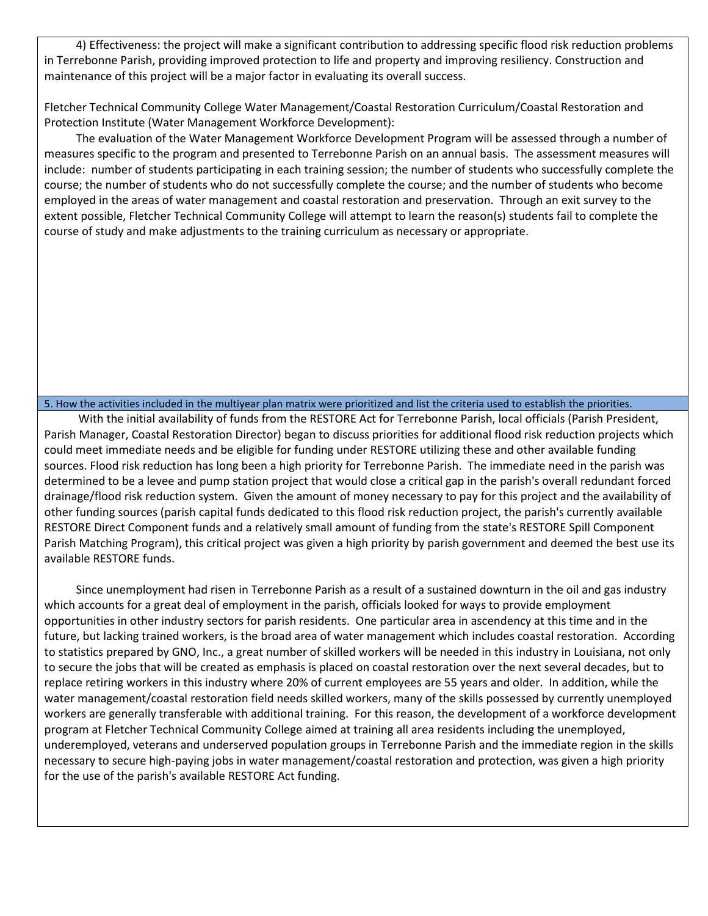4) Effectiveness: the project will make a significant contribution to addressing specific flood risk reduction problems in Terrebonne Parish, providing improved protection to life and property and improving resiliency. Construction and maintenance of this project will be a major factor in evaluating its overall success.

Fletcher Technical Community College Water Management/Coastal Restoration Curriculum/Coastal Restoration and Protection Institute (Water Management Workforce Development):

The evaluation of the Water Management Workforce Development Program will be assessed through a number of measures specific to the program and presented to Terrebonne Parish on an annual basis. The assessment measures will include: number of students participating in each training session; the number of students who successfully complete the course; the number of students who do not successfully complete the course; and the number of students who become employed in the areas of water management and coastal restoration and preservation. Through an exit survey to the extent possible, Fletcher Technical Community College will attempt to learn the reason(s) students fail to complete the course of study and make adjustments to the training curriculum as necessary or appropriate.

## 5. How the activities included in the multiyear plan matrix were prioritized and list the criteria used to establish the priorities.

With the initial availability of funds from the RESTORE Act for Terrebonne Parish, local officials (Parish President, Parish Manager, Coastal Restoration Director) began to discuss priorities for additional flood risk reduction projects which could meet immediate needs and be eligible for funding under RESTORE utilizing these and other available funding sources. Flood risk reduction has long been a high priority for Terrebonne Parish. The immediate need in the parish was determined to be a levee and pump station project that would close a critical gap in the parish's overall redundant forced drainage/flood risk reduction system. Given the amount of money necessary to pay for this project and the availability of other funding sources (parish capital funds dedicated to this flood risk reduction project, the parish's currently available RESTORE Direct Component funds and a relatively small amount of funding from the state's RESTORE Spill Component Parish Matching Program), this critical project was given a high priority by parish government and deemed the best use its available RESTORE funds.

Since unemployment had risen in Terrebonne Parish as a result of a sustained downturn in the oil and gas industry which accounts for a great deal of employment in the parish, officials looked for ways to provide employment opportunities in other industry sectors for parish residents. One particular area in ascendency at this time and in the future, but lacking trained workers, is the broad area of water management which includes coastal restoration. According to statistics prepared by GNO, Inc., a great number of skilled workers will be needed in this industry in Louisiana, not only to secure the jobs that will be created as emphasis is placed on coastal restoration over the next several decades, but to replace retiring workers in this industry where 20% of current employees are 55 years and older. In addition, while the water management/coastal restoration field needs skilled workers, many of the skills possessed by currently unemployed workers are generally transferable with additional training. For this reason, the development of a workforce development program at Fletcher Technical Community College aimed at training all area residents including the unemployed, underemployed, veterans and underserved population groups in Terrebonne Parish and the immediate region in the skills necessary to secure high-paying jobs in water management/coastal restoration and protection, was given a high priority for the use of the parish's available RESTORE Act funding.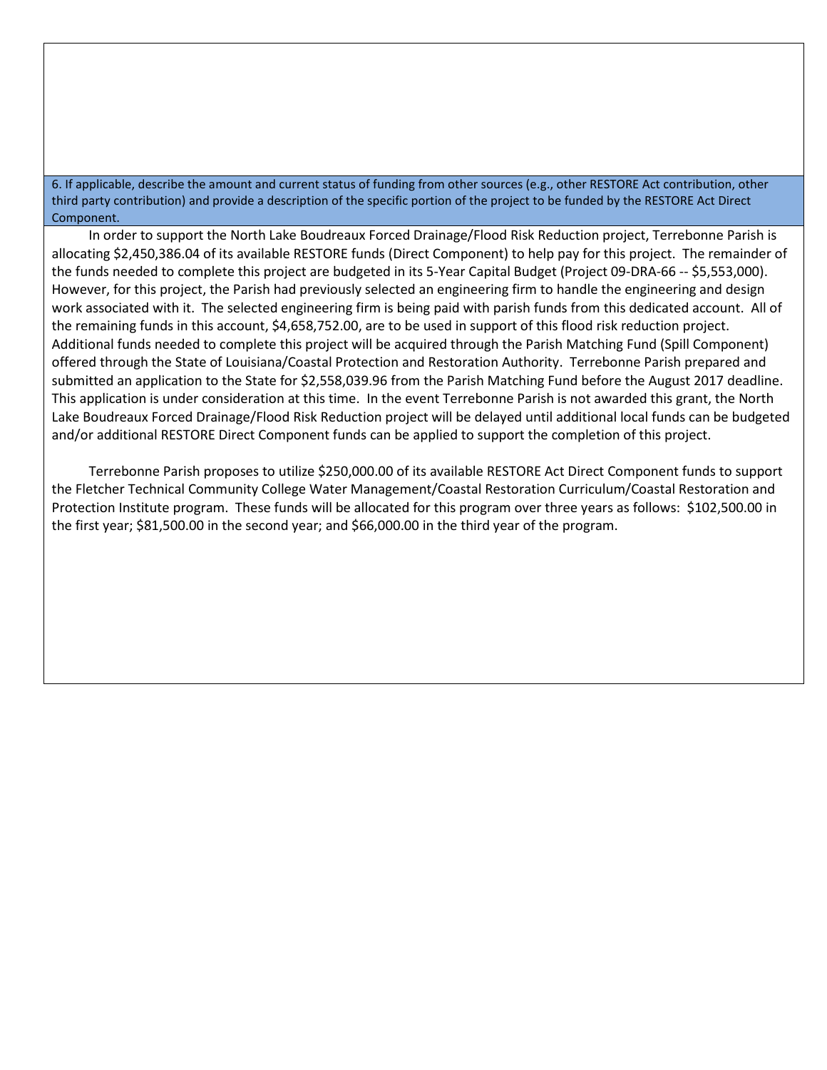6. If applicable, describe the amount and current status of funding from other sources (e.g., other RESTORE Act contribution, other third party contribution) and provide a description of the specific portion of the project to be funded by the RESTORE Act Direct Component.

In order to support the North Lake Boudreaux Forced Drainage/Flood Risk Reduction project, Terrebonne Parish is allocating $2,450,386.04 of its available RESTORE funds (Direct Component) to help pay for this project. The remainder of the funds needed to complete this project are budgeted in its 5-Year Capital Budget (Project 09-DRA-66 -- $5,553,000). However, for this project, the Parish had previously selected an engineering firm to handle the engineering and design work associated with it. The selected engineering firm is being paid with parish funds from this dedicated account. All of the remaining funds in this account, $4,658,752.00, are to be used in support of this flood risk reduction project. Additional funds needed to complete this project will be acquired through the Parish Matching Fund (Spill Component) offered through the State of Louisiana/Coastal Protection and Restoration Authority. Terrebonne Parish prepared and submitted an application to the State for $2,558,039.96 from the Parish Matching Fund before the August 2017 deadline. This application is under consideration at this time. In the event Terrebonne Parish is not awarded this grant, the North Lake Boudreaux Forced Drainage/Flood Risk Reduction project will be delayed until additional local funds can be budgeted and/or additional RESTORE Direct Component funds can be applied to support the completion of this project.

Terrebonne Parish proposes to utilize $250,000.00 of its available RESTORE Act Direct Component funds to support the Fletcher Technical Community College Water Management/Coastal Restoration Curriculum/Coastal Restoration and Protection Institute program. These funds will be allocated for this program over three years as follows: $102,500.00 in the first year; $81,500.00 in the second year; and $66,000.00 in the third year of the program.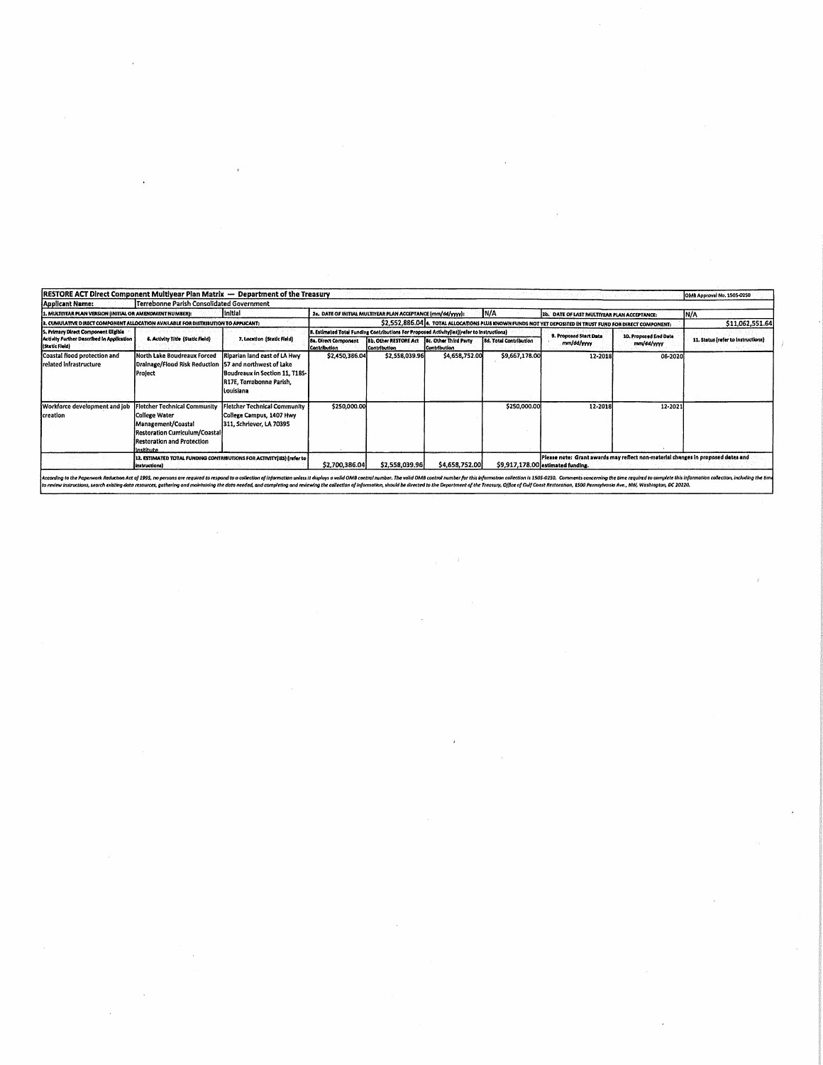**RESTORE ACT Direct Component Multiyear Plan Matrix — Department of the Treasury** | OMB Approval No. 1505-0250

**Applicant Name:** Terrebonne Parish Consolidated Government

**1. MULTIYEAR PLAN VERSION (INITIAL OR AMENDMENT NUMBER):** Initial

**2a. DATE OF INITIAL MULTIYEAR PLAN ACCEPTANCE (mm/dd/yyyy):** N/A

**2b. DATE OF LAST MULTIYEAR PLAN ACCEPTANCE:** N/A

**3. CUMULATIVE DIRECT COMPONENT ALLOCATION AVAILABLE FOR DISTRIBUTION TO APPLICANT:** $2,552,886.04

**4. TOTAL ALLOCATIONS PLUS KNOWN FUNDS NOT YET DEPOSITED IN TRUST FUND FOR DIRECT COMPONENT:** $11,062,551.64

| 5. Primary Direct Component Eligible Activity Further Described in Application (Static Field) | 6. Activity Title (Static Field) | 7. Location (Static Field) | 8. Estimated Total Funding Contributions For Proposed Activity(ies) (refer to instructions) | | | | 9. Proposed Start Date mm/dd/yyyy | 10. Proposed End Date mm/dd/yyyy | 11. Status (refer to instructions) |
|---|---|---|---|---|---|---|---|---|---|
| | | | 8a. Direct Component Contribution | 8b. Other RESTORE Act Contribution | 8c. Other Third Party Contribution | 8d. Total Contribution | | | |
| Coastal flood protection and related infrastructure | North Lake Boudreaux Forced Drainage/Flood Risk Reduction Project | Riparian land east of LA Hwy 57 and northwest of Lake Boudreaux in Section 11, T18S-R17E, Terrebonne Parish, Louisiana | $2,450,386.04 | $2,558,039.96 | $4,658,752.00 | $9,667,178.00 | 12-2018 | 06-2020 | |
| Workforce development and job creation | Fletcher Technical Community College Water Management/Coastal Restoration Curriculum/Coastal Restoration and Protection Institute | Fletcher Technical Community College Campus, 1407 Hwy 311, Schriever, LA 70395 | $250,000.00 | | | $250,000.00 | 12-2018 | 12-2021 | |
| | 12. ESTIMATED TOTAL FUNDING CONTRIBUTIONS FOR ACTIVITY(IES) (refer to instructions) | | $2,700,386.04 | $2,558,039.96 | $4,658,752.00 | $9,917,178.00 | Please note: Grant awards may reflect non-material changes in proposed dates and estimated funding. | | |

*According to the Paperwork Reduction Act of 1995, no persons are required to respond to a collection of information unless it displays a valid OMB control number. The valid OMB control number for this information collection is 1505-0250. Comments concerning the time required to complete this information collection, including the time to review instructions, search existing data resources, gathering and maintaining the data needed, and completing and reviewing the collection of information, should be directed to the Department of the Treasury, Office of Gulf Coast Restoration, 1500 Pennsylvania Ave., NW, Washington, DC 20220.*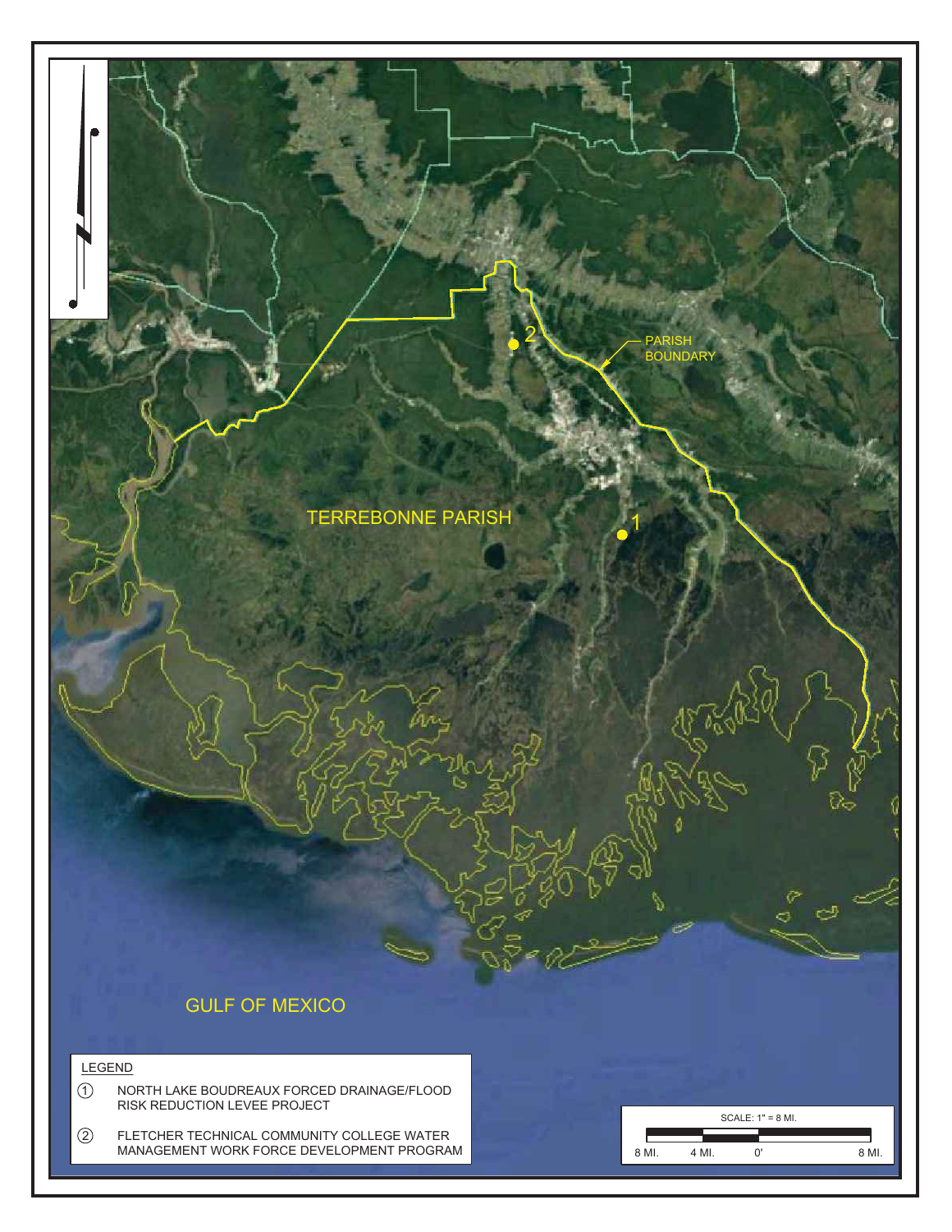PARISH BOUNDARY

TERREBONNE PARISH

GULF OF MEXICO

1

2

LEGEND

① NORTH LAKE BOUDREAUX FORCED DRAINAGE/FLOOD RISK REDUCTION LEVEE PROJECT

② FLETCHER TECHNICAL COMMUNITY COLLEGE WATER MANAGEMENT WORK FORCE DEVELOPMENT PROGRAM

SCALE: 1" = 8 MI.

8 MI. 4 MI. 0' 8 MI.